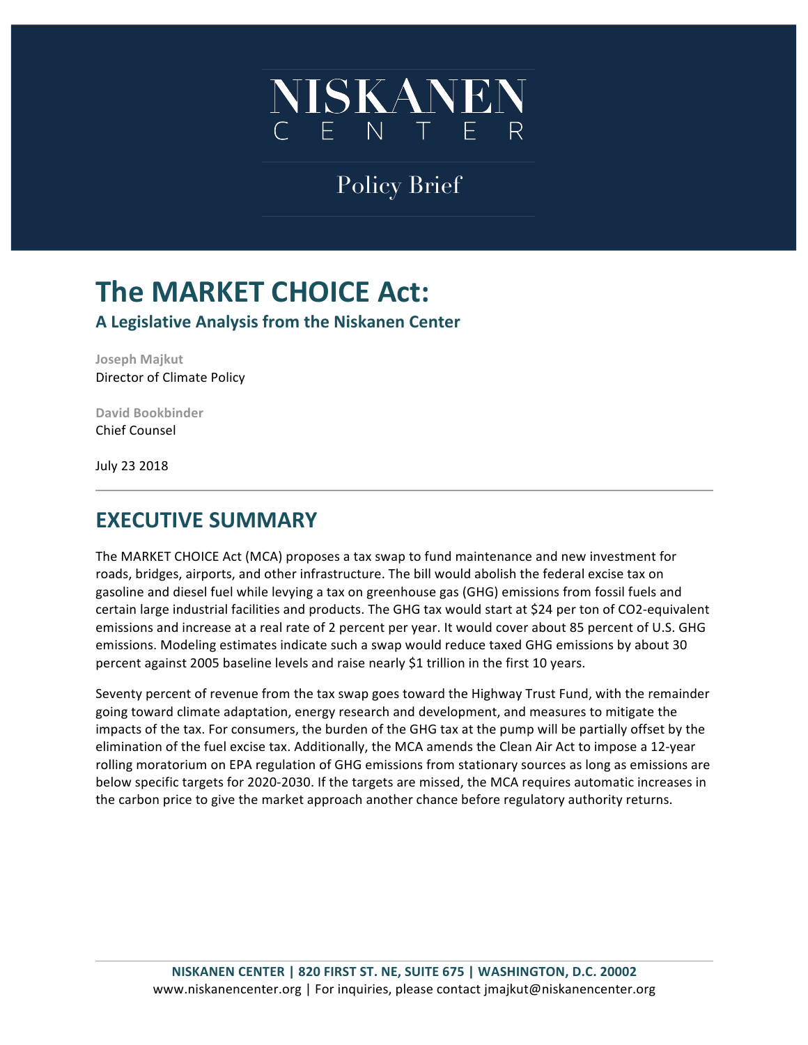# NISKANEN CENTER

Policy Brief

# The MARKET CHOICE Act:

**A Legislative Analysis from the Niskanen Center**

**Joseph Majkut**
Director of Climate Policy

**David Bookbinder**
Chief Counsel

July 23 2018

## EXECUTIVE SUMMARY

The MARKET CHOICE Act (MCA) proposes a tax swap to fund maintenance and new investment for roads, bridges, airports, and other infrastructure. The bill would abolish the federal excise tax on gasoline and diesel fuel while levying a tax on greenhouse gas (GHG) emissions from fossil fuels and certain large industrial facilities and products. The GHG tax would start at $24 per ton of CO2-equivalent emissions and increase at a real rate of 2 percent per year. It would cover about 85 percent of U.S. GHG emissions. Modeling estimates indicate such a swap would reduce taxed GHG emissions by about 30 percent against 2005 baseline levels and raise nearly $1 trillion in the first 10 years.

Seventy percent of revenue from the tax swap goes toward the Highway Trust Fund, with the remainder going toward climate adaptation, energy research and development, and measures to mitigate the impacts of the tax. For consumers, the burden of the GHG tax at the pump will be partially offset by the elimination of the fuel excise tax. Additionally, the MCA amends the Clean Air Act to impose a 12-year rolling moratorium on EPA regulation of GHG emissions from stationary sources as long as emissions are below specific targets for 2020-2030. If the targets are missed, the MCA requires automatic increases in the carbon price to give the market approach another chance before regulatory authority returns.

**NISKANEN CENTER | 820 FIRST ST. NE, SUITE 675 | WASHINGTON, D.C. 20002**
www.niskanencenter.org | For inquiries, please contact jmajkut@niskanencenter.org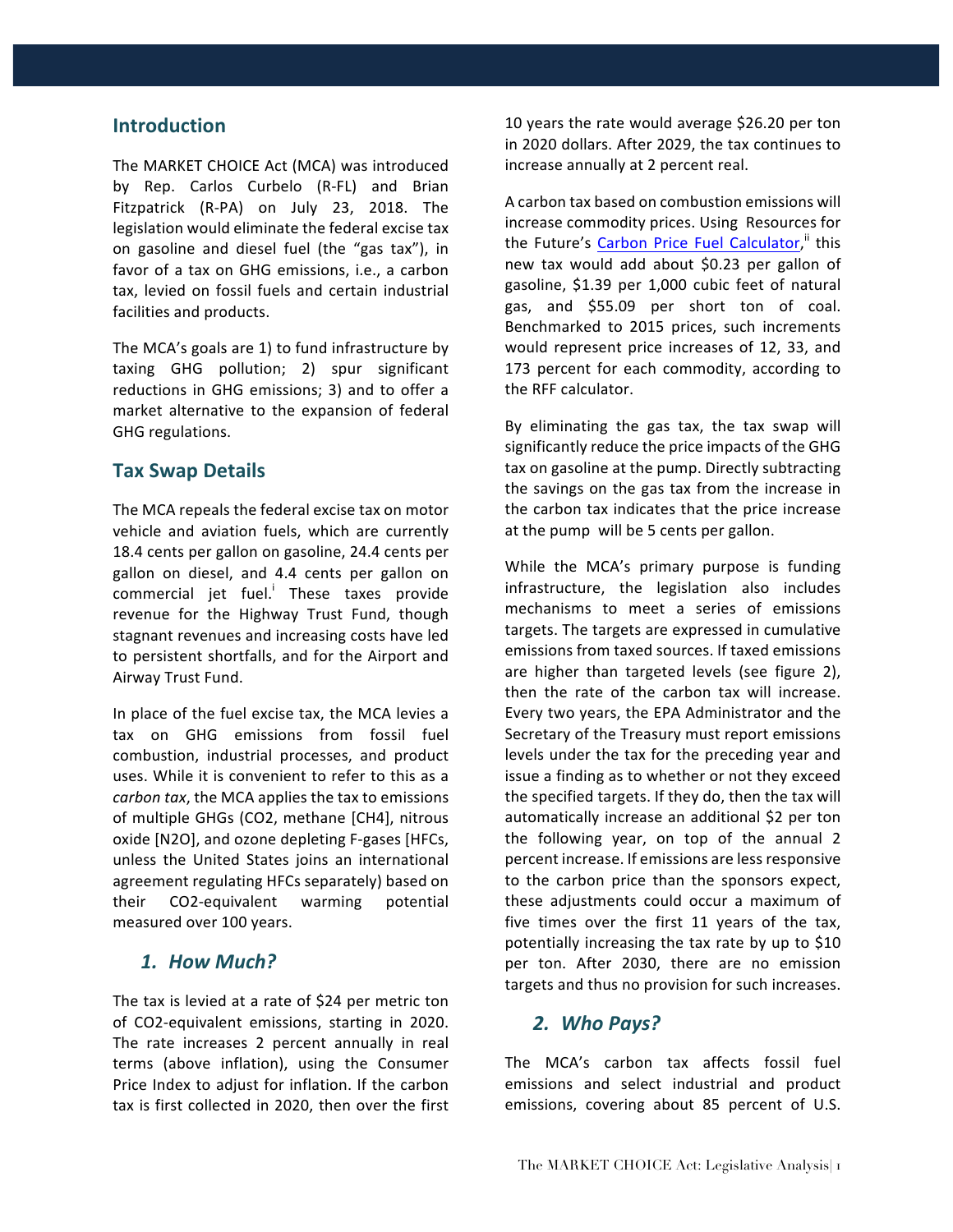## Introduction

The MARKET CHOICE Act (MCA) was introduced by Rep. Carlos Curbelo (R-FL) and Brian Fitzpatrick (R-PA) on July 23, 2018. The legislation would eliminate the federal excise tax on gasoline and diesel fuel (the "gas tax"), in favor of a tax on GHG emissions, i.e., a carbon tax, levied on fossil fuels and certain industrial facilities and products.

The MCA's goals are 1) to fund infrastructure by taxing GHG pollution; 2) spur significant reductions in GHG emissions; 3) and to offer a market alternative to the expansion of federal GHG regulations.

## Tax Swap Details

The MCA repeals the federal excise tax on motor vehicle and aviation fuels, which are currently 18.4 cents per gallon on gasoline, 24.4 cents per gallon on diesel, and 4.4 cents per gallon on commercial jet fuel.[i] These taxes provide revenue for the Highway Trust Fund, though stagnant revenues and increasing costs have led to persistent shortfalls, and for the Airport and Airway Trust Fund.

In place of the fuel excise tax, the MCA levies a tax on GHG emissions from fossil fuel combustion, industrial processes, and product uses. While it is convenient to refer to this as a *carbon tax*, the MCA applies the tax to emissions of multiple GHGs (CO2, methane [CH4], nitrous oxide [N2O], and ozone depleting F-gases [HFCs, unless the United States joins an international agreement regulating HFCs separately) based on their CO2-equivalent warming potential measured over 100 years.

### *1. How Much?*

The tax is levied at a rate of $24 per metric ton of CO2-equivalent emissions, starting in 2020. The rate increases 2 percent annually in real terms (above inflation), using the Consumer Price Index to adjust for inflation. If the carbon tax is first collected in 2020, then over the first 10 years the rate would average $26.20 per ton in 2020 dollars. After 2029, the tax continues to increase annually at 2 percent real.

A carbon tax based on combustion emissions will increase commodity prices. Using Resources for the Future's Carbon Price Fuel Calculator,[ii] this new tax would add about $0.23 per gallon of gasoline, $1.39 per 1,000 cubic feet of natural gas, and $55.09 per short ton of coal. Benchmarked to 2015 prices, such increments would represent price increases of 12, 33, and 173 percent for each commodity, according to the RFF calculator.

By eliminating the gas tax, the tax swap will significantly reduce the price impacts of the GHG tax on gasoline at the pump. Directly subtracting the savings on the gas tax from the increase in the carbon tax indicates that the price increase at the pump will be 5 cents per gallon.

While the MCA's primary purpose is funding infrastructure, the legislation also includes mechanisms to meet a series of emissions targets. The targets are expressed in cumulative emissions from taxed sources. If taxed emissions are higher than targeted levels (see figure 2), then the rate of the carbon tax will increase. Every two years, the EPA Administrator and the Secretary of the Treasury must report emissions levels under the tax for the preceding year and issue a finding as to whether or not they exceed the specified targets. If they do, then the tax will automatically increase an additional $2 per ton the following year, on top of the annual 2 percent increase. If emissions are less responsive to the carbon price than the sponsors expect, these adjustments could occur a maximum of five times over the first 11 years of the tax, potentially increasing the tax rate by up to $10 per ton. After 2030, there are no emission targets and thus no provision for such increases.

### *2. Who Pays?*

The MCA's carbon tax affects fossil fuel emissions and select industrial and product emissions, covering about 85 percent of U.S.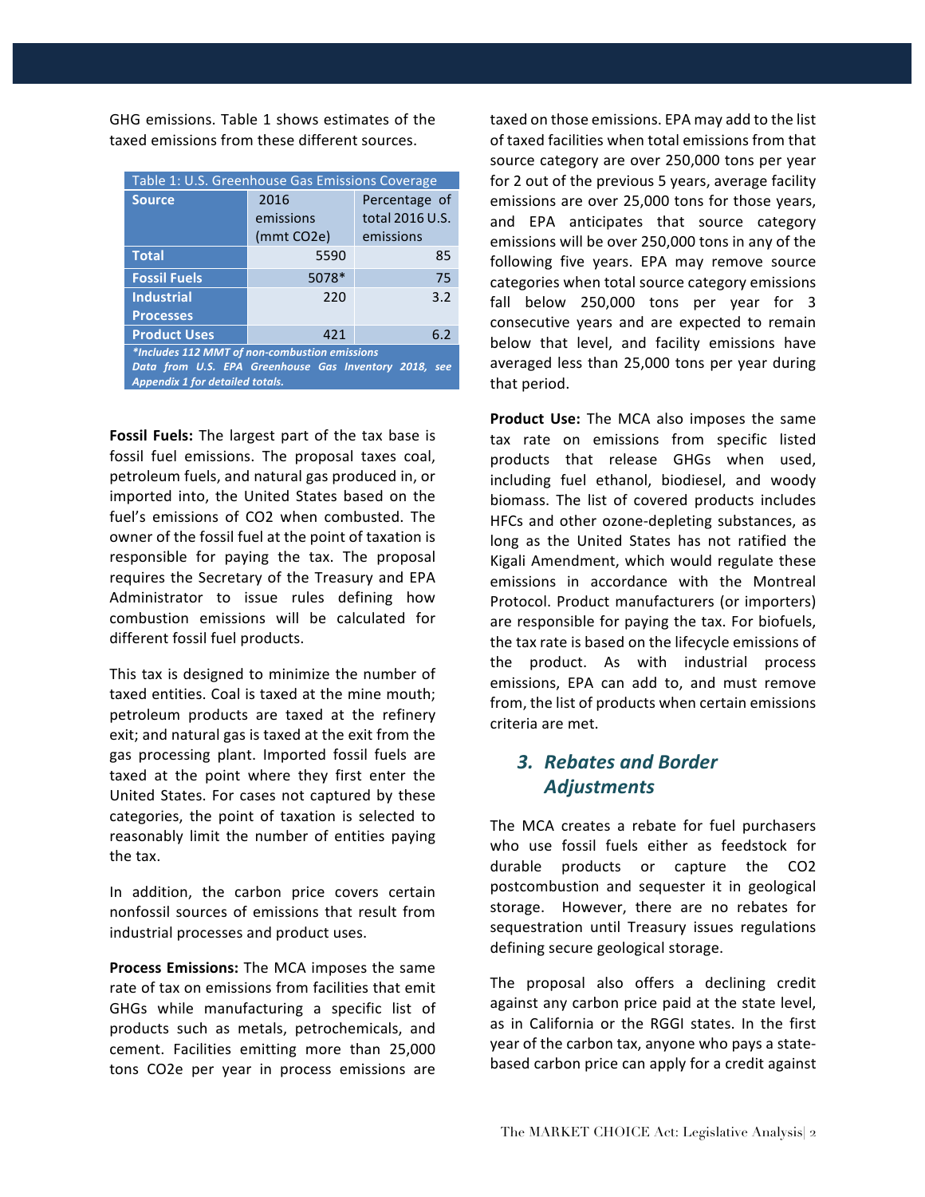GHG emissions. Table 1 shows estimates of the taxed emissions from these different sources.

| Table 1: U.S. Greenhouse Gas Emissions Coverage | | |
|---|---|---|
| **Source** | 2016 emissions (mmt $CO_2e$) | Percentage of total 2016 U.S. emissions |
| **Total** | 5590 | 85 |
| **Fossil Fuels** | 5078* | 75 |
| **Industrial Processes** | 220 | 3.2 |
| **Product Uses** | 421 | 6.2 |

***Includes 112 MMT of non-combustion emissions***
***Data from U.S. EPA Greenhouse Gas Inventory 2018, see Appendix 1 for detailed totals.***

**Fossil Fuels:** The largest part of the tax base is fossil fuel emissions. The proposal taxes coal, petroleum fuels, and natural gas produced in, or imported into, the United States based on the fuel's emissions of $CO_2$ when combusted. The owner of the fossil fuel at the point of taxation is responsible for paying the tax. The proposal requires the Secretary of the Treasury and EPA Administrator to issue rules defining how combustion emissions will be calculated for different fossil fuel products.

This tax is designed to minimize the number of taxed entities. Coal is taxed at the mine mouth; petroleum products are taxed at the refinery exit; and natural gas is taxed at the exit from the gas processing plant. Imported fossil fuels are taxed at the point where they first enter the United States. For cases not captured by these categories, the point of taxation is selected to reasonably limit the number of entities paying the tax.

In addition, the carbon price covers certain nonfossil sources of emissions that result from industrial processes and product uses.

**Process Emissions:** The MCA imposes the same rate of tax on emissions from facilities that emit GHGs while manufacturing a specific list of products such as metals, petrochemicals, and cement. Facilities emitting more than 25,000 tons $CO_2e$ per year in process emissions are taxed on those emissions. EPA may add to the list of taxed facilities when total emissions from that source category are over 250,000 tons per year for 2 out of the previous 5 years, average facility emissions are over 25,000 tons for those years, and EPA anticipates that source category emissions will be over 250,000 tons in any of the following five years. EPA may remove source categories when total source category emissions fall below 250,000 tons per year for 3 consecutive years and are expected to remain below that level, and facility emissions have averaged less than 25,000 tons per year during that period.

**Product Use:** The MCA also imposes the same tax rate on emissions from specific listed products that release GHGs when used, including fuel ethanol, biodiesel, and woody biomass. The list of covered products includes HFCs and other ozone-depleting substances, as long as the United States has not ratified the Kigali Amendment, which would regulate these emissions in accordance with the Montreal Protocol. Product manufacturers (or importers) are responsible for paying the tax. For biofuels, the tax rate is based on the lifecycle emissions of the product. As with industrial process emissions, EPA can add to, and must remove from, the list of products when certain emissions criteria are met.

## 3. Rebates and Border Adjustments

The MCA creates a rebate for fuel purchasers who use fossil fuels either as feedstock for durable products or capture the $CO_2$ postcombustion and sequester it in geological storage. However, there are no rebates for sequestration until Treasury issues regulations defining secure geological storage.

The proposal also offers a declining credit against any carbon price paid at the state level, as in California or the RGGI states. In the first year of the carbon tax, anyone who pays a state-based carbon price can apply for a credit against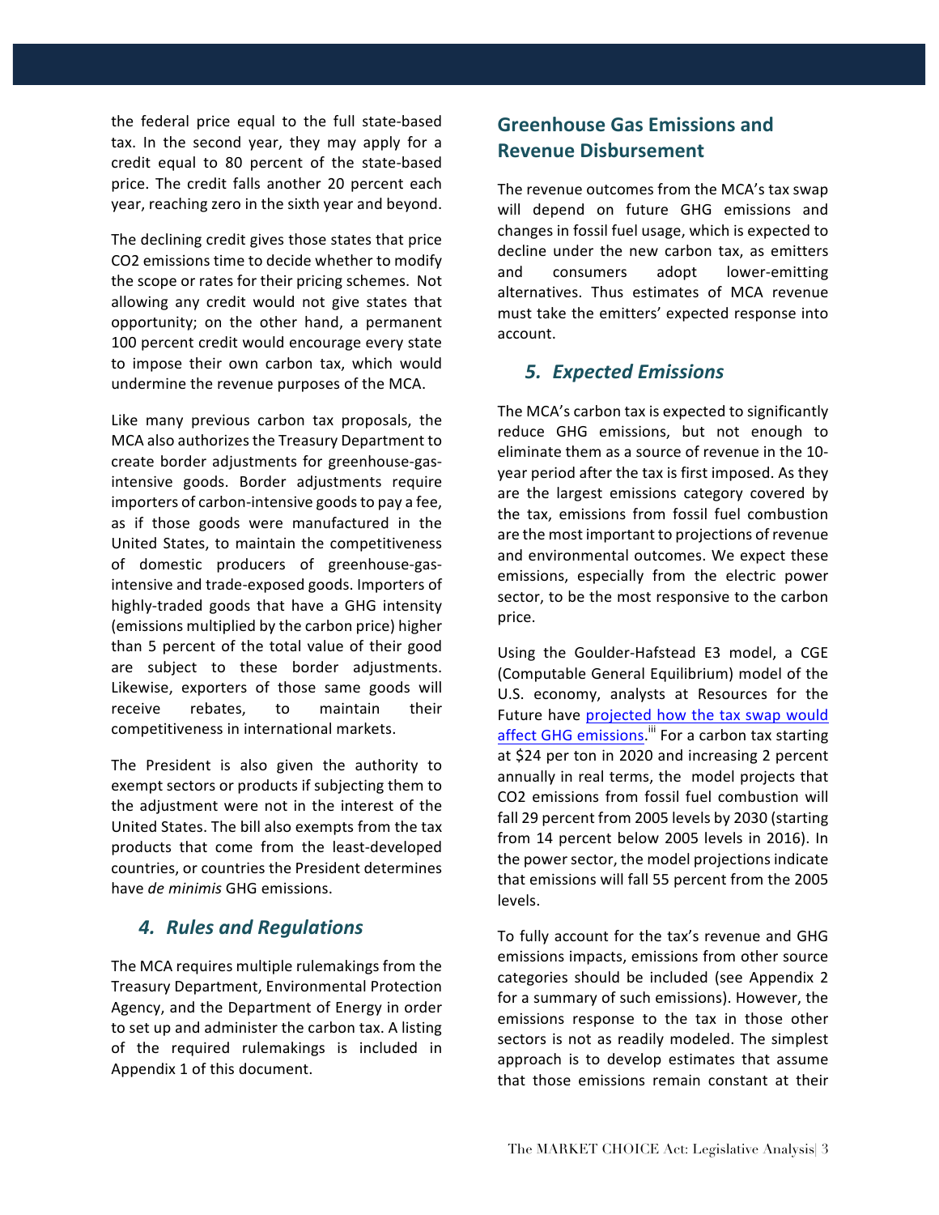the federal price equal to the full state-based tax. In the second year, they may apply for a credit equal to 80 percent of the state-based price. The credit falls another 20 percent each year, reaching zero in the sixth year and beyond.

The declining credit gives those states that price CO2 emissions time to decide whether to modify the scope or rates for their pricing schemes. Not allowing any credit would not give states that opportunity; on the other hand, a permanent 100 percent credit would encourage every state to impose their own carbon tax, which would undermine the revenue purposes of the MCA.

Like many previous carbon tax proposals, the MCA also authorizes the Treasury Department to create border adjustments for greenhouse-gas-intensive goods. Border adjustments require importers of carbon-intensive goods to pay a fee, as if those goods were manufactured in the United States, to maintain the competitiveness of domestic producers of greenhouse-gas-intensive and trade-exposed goods. Importers of highly-traded goods that have a GHG intensity (emissions multiplied by the carbon price) higher than 5 percent of the total value of their good are subject to these border adjustments. Likewise, exporters of those same goods will receive rebates, to maintain their competitiveness in international markets.

The President is also given the authority to exempt sectors or products if subjecting them to the adjustment were not in the interest of the United States. The bill also exempts from the tax products that come from the least-developed countries, or countries the President determines have *de minimis* GHG emissions.

### *4. Rules and Regulations*

The MCA requires multiple rulemakings from the Treasury Department, Environmental Protection Agency, and the Department of Energy in order to set up and administer the carbon tax. A listing of the required rulemakings is included in Appendix 1 of this document.

## Greenhouse Gas Emissions and Revenue Disbursement

The revenue outcomes from the MCA's tax swap will depend on future GHG emissions and changes in fossil fuel usage, which is expected to decline under the new carbon tax, as emitters and consumers adopt lower-emitting alternatives. Thus estimates of MCA revenue must take the emitters' expected response into account.

### *5. Expected Emissions*

The MCA's carbon tax is expected to significantly reduce GHG emissions, but not enough to eliminate them as a source of revenue in the 10-year period after the tax is first imposed. As they are the largest emissions category covered by the tax, emissions from fossil fuel combustion are the most important to projections of revenue and environmental outcomes. We expect these emissions, especially from the electric power sector, to be the most responsive to the carbon price.

Using the Goulder-Hafstead E3 model, a CGE (Computable General Equilibrium) model of the U.S. economy, analysts at Resources for the Future have projected how the tax swap would affect GHG emissions.[iii] For a carbon tax starting at $24 per ton in 2020 and increasing 2 percent annually in real terms, the model projects that CO2 emissions from fossil fuel combustion will fall 29 percent from 2005 levels by 2030 (starting from 14 percent below 2005 levels in 2016). In the power sector, the model projections indicate that emissions will fall 55 percent from the 2005 levels.

To fully account for the tax's revenue and GHG emissions impacts, emissions from other source categories should be included (see Appendix 2 for a summary of such emissions). However, the emissions response to the tax in those other sectors is not as readily modeled. The simplest approach is to develop estimates that assume that those emissions remain constant at their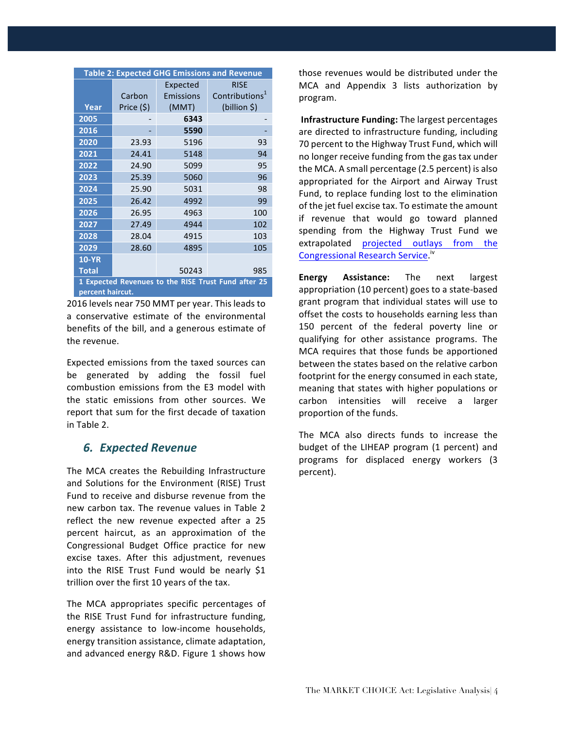| Table 2: Expected GHG Emissions and Revenue | | | |
|---|---|---|---|
| Year | Carbon Price ($) | Expected Emissions (MMT) | RISE Contributions[1] (billion $) |
| 2005 | - | **6343** | - |
| 2016 | - | **5590** | - |
| 2020 | 23.93 | 5196 | 93 |
| 2021 | 24.41 | 5148 | 94 |
| 2022 | 24.90 | 5099 | 95 |
| 2023 | 25.39 | 5060 | 96 |
| 2024 | 25.90 | 5031 | 98 |
| 2025 | 26.42 | 4992 | 99 |
| 2026 | 26.95 | 4963 | 100 |
| 2027 | 27.49 | 4944 | 102 |
| 2028 | 28.04 | 4915 | 103 |
| 2029 | 28.60 | 4895 | 105 |
| 10-YR Total | | 50243 | 985 |

1 Expected Revenues to the RISE Trust Fund after 25 percent haircut.

2016 levels near 750 MMT per year. This leads to a conservative estimate of the environmental benefits of the bill, and a generous estimate of the revenue.

Expected emissions from the taxed sources can be generated by adding the fossil fuel combustion emissions from the E3 model with the static emissions from other sources. We report that sum for the first decade of taxation in Table 2.

## 6. Expected Revenue

The MCA creates the Rebuilding Infrastructure and Solutions for the Environment (RISE) Trust Fund to receive and disburse revenue from the new carbon tax. The revenue values in Table 2 reflect the new revenue expected after a 25 percent haircut, as an approximation of the Congressional Budget Office practice for new excise taxes. After this adjustment, revenues into the RISE Trust Fund would be nearly $1 trillion over the first 10 years of the tax.

The MCA appropriates specific percentages of the RISE Trust Fund for infrastructure funding, energy assistance to low-income households, energy transition assistance, climate adaptation, and advanced energy R&D. Figure 1 shows how those revenues would be distributed under the MCA and Appendix 3 lists authorization by program.

**Infrastructure Funding:** The largest percentages are directed to infrastructure funding, including 70 percent to the Highway Trust Fund, which will no longer receive funding from the gas tax under the MCA. A small percentage (2.5 percent) is also appropriated for the Airport and Airway Trust Fund, to replace funding lost to the elimination of the jet fuel excise tax. To estimate the amount if revenue that would go toward planned spending from the Highway Trust Fund we extrapolated [projected outlays from the Congressional Research Service](). [iv]

**Energy Assistance:** The next largest appropriation (10 percent) goes to a state-based grant program that individual states will use to offset the costs to households earning less than 150 percent of the federal poverty line or qualifying for other assistance programs. The MCA requires that those funds be apportioned between the states based on the relative carbon footprint for the energy consumed in each state, meaning that states with higher populations or carbon intensities will receive a larger proportion of the funds.

The MCA also directs funds to increase the budget of the LIHEAP program (1 percent) and programs for displaced energy workers (3 percent).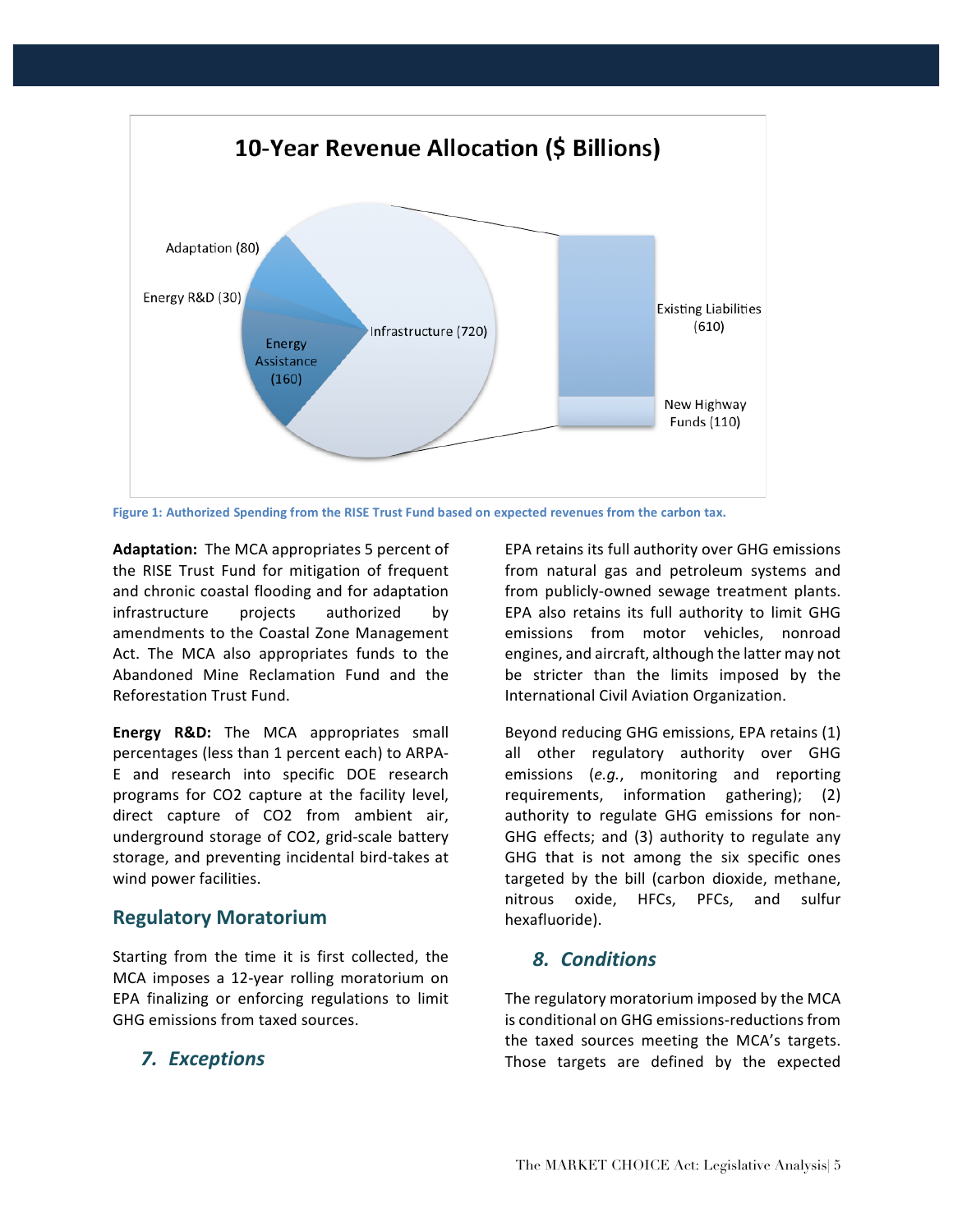**10-Year Revenue Allocation ($ Billions)**

- Adaptation (80)
- Energy R&D (30)
- Energy Assistance (160)
- Infrastructure (720)
  - Existing Liabilities (610)
  - New Highway Funds (110)

Figure 1: Authorized Spending from the RISE Trust Fund based on expected revenues from the carbon tax.

**Adaptation:** The MCA appropriates 5 percent of the RISE Trust Fund for mitigation of frequent and chronic coastal flooding and for adaptation infrastructure projects authorized by amendments to the Coastal Zone Management Act. The MCA also appropriates funds to the Abandoned Mine Reclamation Fund and the Reforestation Trust Fund.

**Energy R&D:** The MCA appropriates small percentages (less than 1 percent each) to ARPA-E and research into specific DOE research programs for CO2 capture at the facility level, direct capture of CO2 from ambient air, underground storage of CO2, grid-scale battery storage, and preventing incidental bird-takes at wind power facilities.

## Regulatory Moratorium

Starting from the time it is first collected, the MCA imposes a 12-year rolling moratorium on EPA finalizing or enforcing regulations to limit GHG emissions from taxed sources.

### *7. Exceptions*

EPA retains its full authority over GHG emissions from natural gas and petroleum systems and from publicly-owned sewage treatment plants. EPA also retains its full authority to limit GHG emissions from motor vehicles, nonroad engines, and aircraft, although the latter may not be stricter than the limits imposed by the International Civil Aviation Organization.

Beyond reducing GHG emissions, EPA retains (1) all other regulatory authority over GHG emissions (*e.g.*, monitoring and reporting requirements, information gathering); (2) authority to regulate GHG emissions for non-GHG effects; and (3) authority to regulate any GHG that is not among the six specific ones targeted by the bill (carbon dioxide, methane, nitrous oxide, HFCs, PFCs, and sulfur hexafluoride).

### *8. Conditions*

The regulatory moratorium imposed by the MCA is conditional on GHG emissions-reductions from the taxed sources meeting the MCA's targets. Those targets are defined by the expected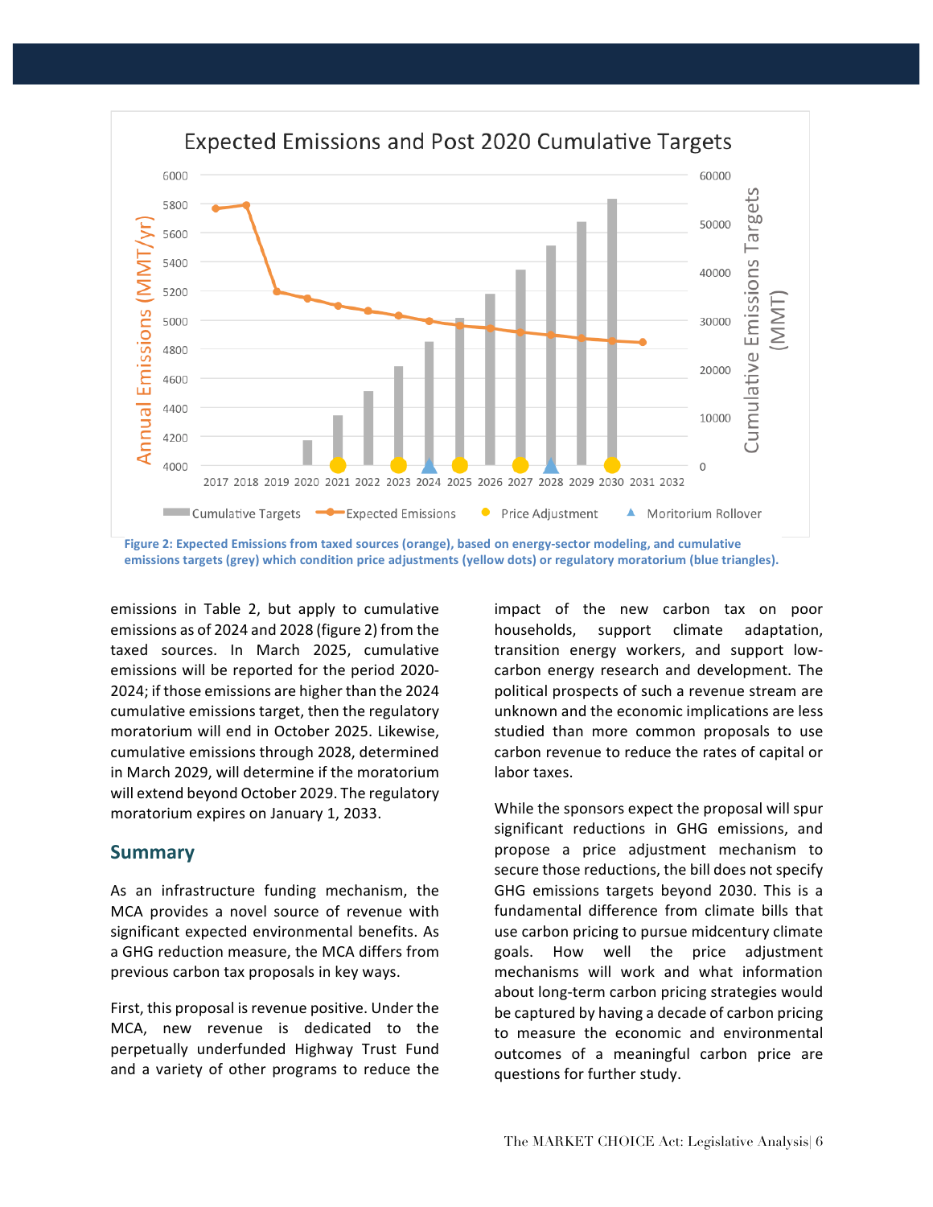Figure 2: Expected Emissions from taxed sources (orange), based on energy-sector modeling, and cumulative emissions targets (grey) which condition price adjustments (yellow dots) or regulatory moratorium (blue triangles).

emissions in Table 2, but apply to cumulative emissions as of 2024 and 2028 (figure 2) from the taxed sources. In March 2025, cumulative emissions will be reported for the period 2020-2024; if those emissions are higher than the 2024 cumulative emissions target, then the regulatory moratorium will end in October 2025. Likewise, cumulative emissions through 2028, determined in March 2029, will determine if the moratorium will extend beyond October 2029. The regulatory moratorium expires on January 1, 2033.

## Summary

As an infrastructure funding mechanism, the MCA provides a novel source of revenue with significant expected environmental benefits. As a GHG reduction measure, the MCA differs from previous carbon tax proposals in key ways.

First, this proposal is revenue positive. Under the MCA, new revenue is dedicated to the perpetually underfunded Highway Trust Fund and a variety of other programs to reduce the impact of the new carbon tax on poor households, support climate adaptation, transition energy workers, and support low-carbon energy research and development. The political prospects of such a revenue stream are unknown and the economic implications are less studied than more common proposals to use carbon revenue to reduce the rates of capital or labor taxes.

While the sponsors expect the proposal will spur significant reductions in GHG emissions, and propose a price adjustment mechanism to secure those reductions, the bill does not specify GHG emissions targets beyond 2030. This is a fundamental difference from climate bills that use carbon pricing to pursue midcentury climate goals. How well the price adjustment mechanisms will work and what information about long-term carbon pricing strategies would be captured by having a decade of carbon pricing to measure the economic and environmental outcomes of a meaningful carbon price are questions for further study.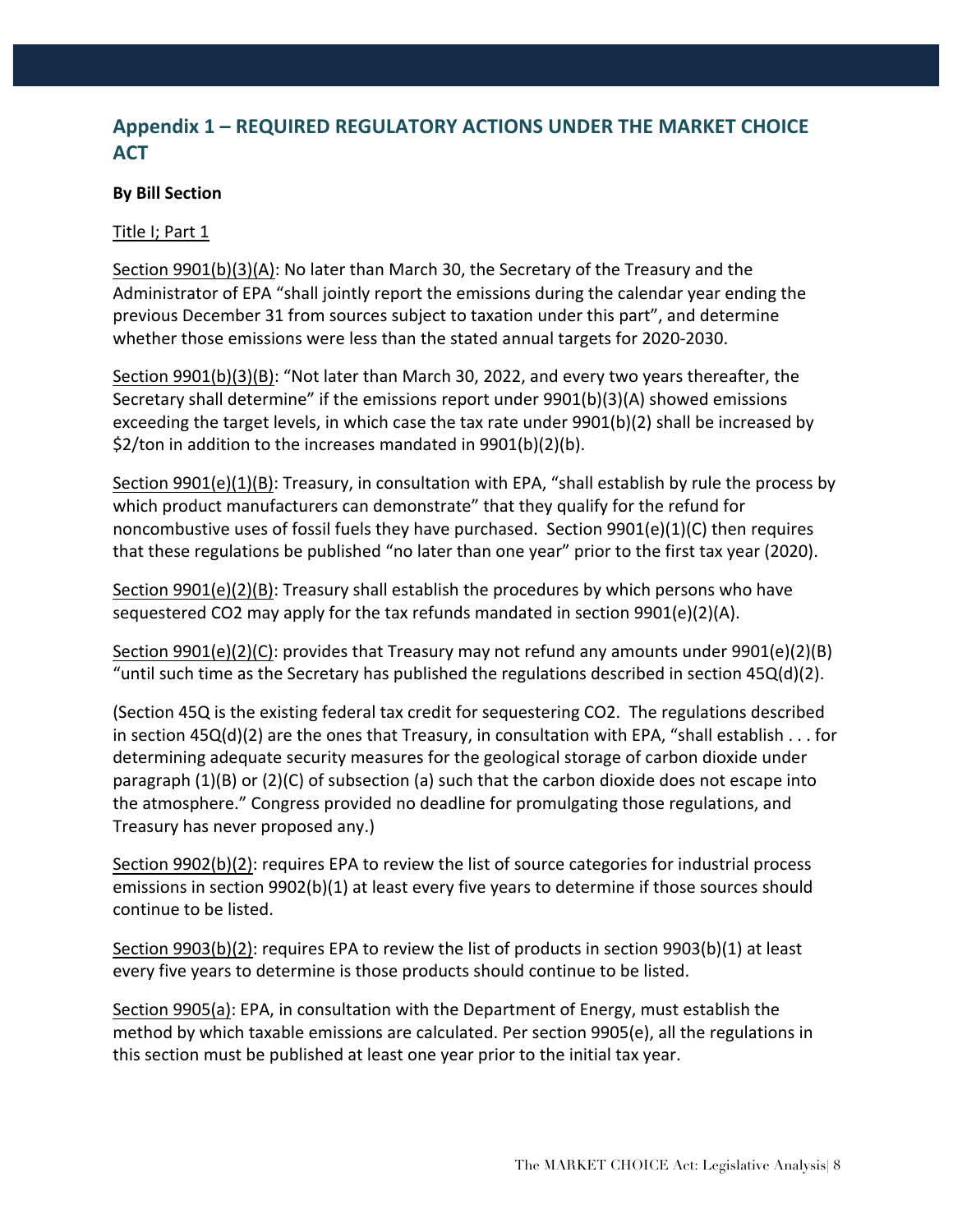## Appendix 1 – REQUIRED REGULATORY ACTIONS UNDER THE MARKET CHOICE ACT

**By Bill Section**

Title I; Part 1

Section 9901(b)(3)(A): No later than March 30, the Secretary of the Treasury and the Administrator of EPA "shall jointly report the emissions during the calendar year ending the previous December 31 from sources subject to taxation under this part", and determine whether those emissions were less than the stated annual targets for 2020-2030.

Section 9901(b)(3)(B): "Not later than March 30, 2022, and every two years thereafter, the Secretary shall determine" if the emissions report under 9901(b)(3)(A) showed emissions exceeding the target levels, in which case the tax rate under 9901(b)(2) shall be increased by $2/ton in addition to the increases mandated in 9901(b)(2)(b).

Section 9901(e)(1)(B): Treasury, in consultation with EPA, "shall establish by rule the process by which product manufacturers can demonstrate" that they qualify for the refund for noncombustive uses of fossil fuels they have purchased. Section 9901(e)(1)(C) then requires that these regulations be published "no later than one year" prior to the first tax year (2020).

Section 9901(e)(2)(B): Treasury shall establish the procedures by which persons who have sequestered $CO_2$ may apply for the tax refunds mandated in section 9901(e)(2)(A).

Section 9901(e)(2)(C): provides that Treasury may not refund any amounts under 9901(e)(2)(B) "until such time as the Secretary has published the regulations described in section 45Q(d)(2).

(Section 45Q is the existing federal tax credit for sequestering $CO_2$. The regulations described in section 45Q(d)(2) are the ones that Treasury, in consultation with EPA, "shall establish . . . for determining adequate security measures for the geological storage of carbon dioxide under paragraph (1)(B) or (2)(C) of subsection (a) such that the carbon dioxide does not escape into the atmosphere." Congress provided no deadline for promulgating those regulations, and Treasury has never proposed any.)

Section 9902(b)(2): requires EPA to review the list of source categories for industrial process emissions in section 9902(b)(1) at least every five years to determine if those sources should continue to be listed.

Section 9903(b)(2): requires EPA to review the list of products in section 9903(b)(1) at least every five years to determine is those products should continue to be listed.

Section 9905(a): EPA, in consultation with the Department of Energy, must establish the method by which taxable emissions are calculated. Per section 9905(e), all the regulations in this section must be published at least one year prior to the initial tax year.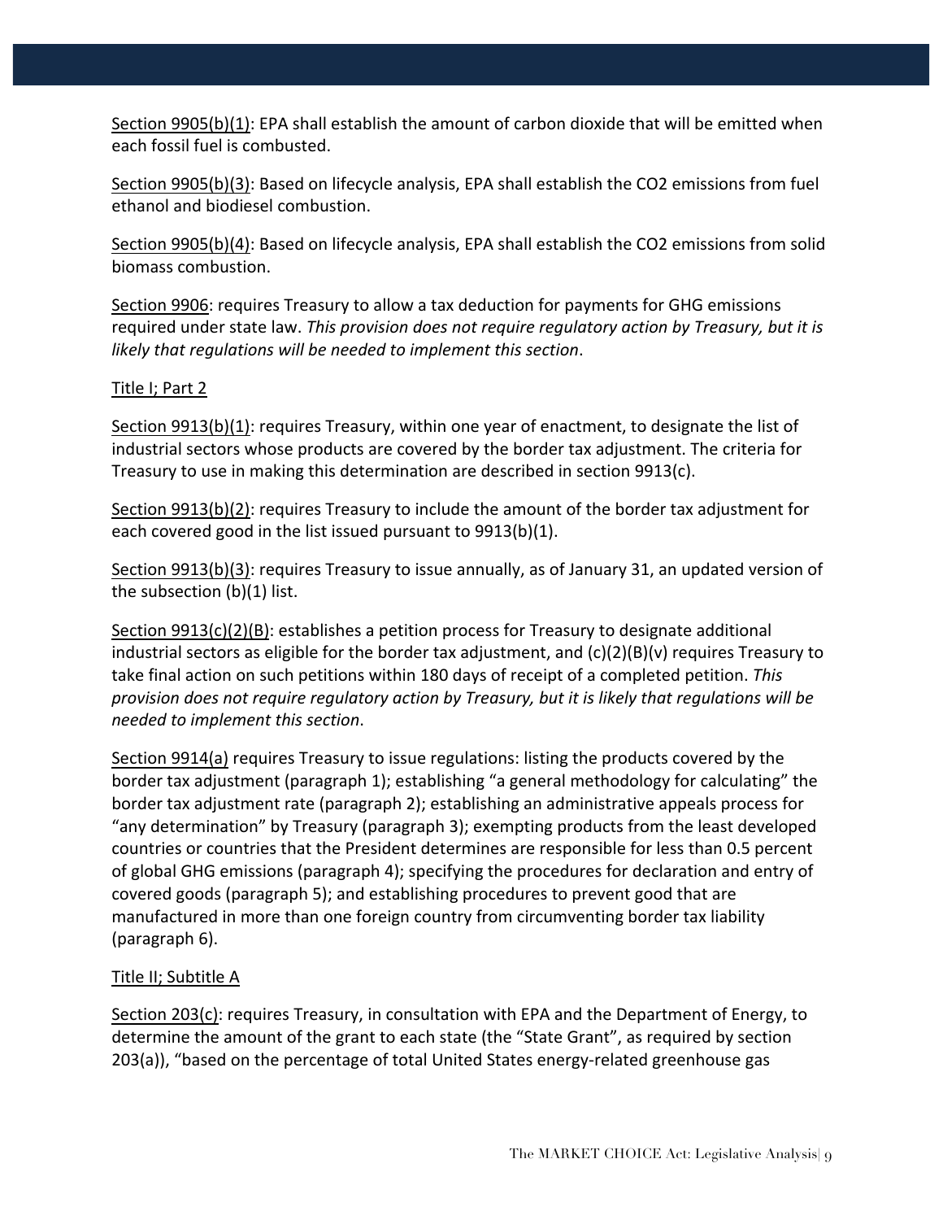Section 9905(b)(1): EPA shall establish the amount of carbon dioxide that will be emitted when each fossil fuel is combusted.

Section 9905(b)(3): Based on lifecycle analysis, EPA shall establish the $CO_2$ emissions from fuel ethanol and biodiesel combustion.

Section 9905(b)(4): Based on lifecycle analysis, EPA shall establish the $CO_2$ emissions from solid biomass combustion.

Section 9906: requires Treasury to allow a tax deduction for payments for GHG emissions required under state law. *This provision does not require regulatory action by Treasury, but it is likely that regulations will be needed to implement this section*.

Title I; Part 2

Section 9913(b)(1): requires Treasury, within one year of enactment, to designate the list of industrial sectors whose products are covered by the border tax adjustment. The criteria for Treasury to use in making this determination are described in section 9913(c).

Section 9913(b)(2): requires Treasury to include the amount of the border tax adjustment for each covered good in the list issued pursuant to 9913(b)(1).

Section 9913(b)(3): requires Treasury to issue annually, as of January 31, an updated version of the subsection (b)(1) list.

Section 9913(c)(2)(B): establishes a petition process for Treasury to designate additional industrial sectors as eligible for the border tax adjustment, and (c)(2)(B)(v) requires Treasury to take final action on such petitions within 180 days of receipt of a completed petition. *This provision does not require regulatory action by Treasury, but it is likely that regulations will be needed to implement this section*.

Section 9914(a) requires Treasury to issue regulations: listing the products covered by the border tax adjustment (paragraph 1); establishing "a general methodology for calculating" the border tax adjustment rate (paragraph 2); establishing an administrative appeals process for "any determination" by Treasury (paragraph 3); exempting products from the least developed countries or countries that the President determines are responsible for less than 0.5 percent of global GHG emissions (paragraph 4); specifying the procedures for declaration and entry of covered goods (paragraph 5); and establishing procedures to prevent good that are manufactured in more than one foreign country from circumventing border tax liability (paragraph 6).

Title II; Subtitle A

Section 203(c): requires Treasury, in consultation with EPA and the Department of Energy, to determine the amount of the grant to each state (the "State Grant", as required by section 203(a)), "based on the percentage of total United States energy-related greenhouse gas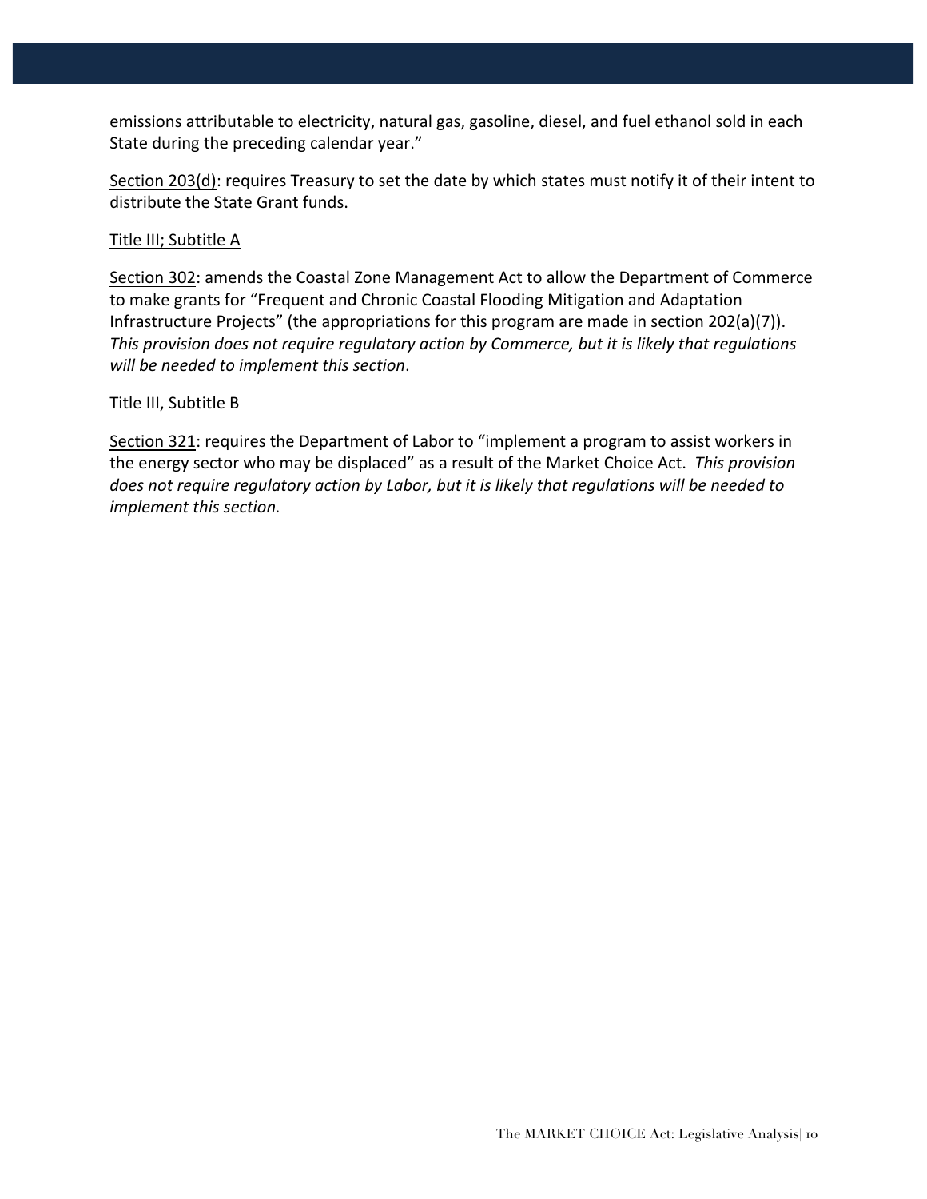emissions attributable to electricity, natural gas, gasoline, diesel, and fuel ethanol sold in each State during the preceding calendar year."

Section 203(d): requires Treasury to set the date by which states must notify it of their intent to distribute the State Grant funds.

Title III; Subtitle A

Section 302: amends the Coastal Zone Management Act to allow the Department of Commerce to make grants for "Frequent and Chronic Coastal Flooding Mitigation and Adaptation Infrastructure Projects" (the appropriations for this program are made in section 202(a)(7)). *This provision does not require regulatory action by Commerce, but it is likely that regulations will be needed to implement this section*.

Title III, Subtitle B

Section 321: requires the Department of Labor to "implement a program to assist workers in the energy sector who may be displaced" as a result of the Market Choice Act. *This provision does not require regulatory action by Labor, but it is likely that regulations will be needed to implement this section.*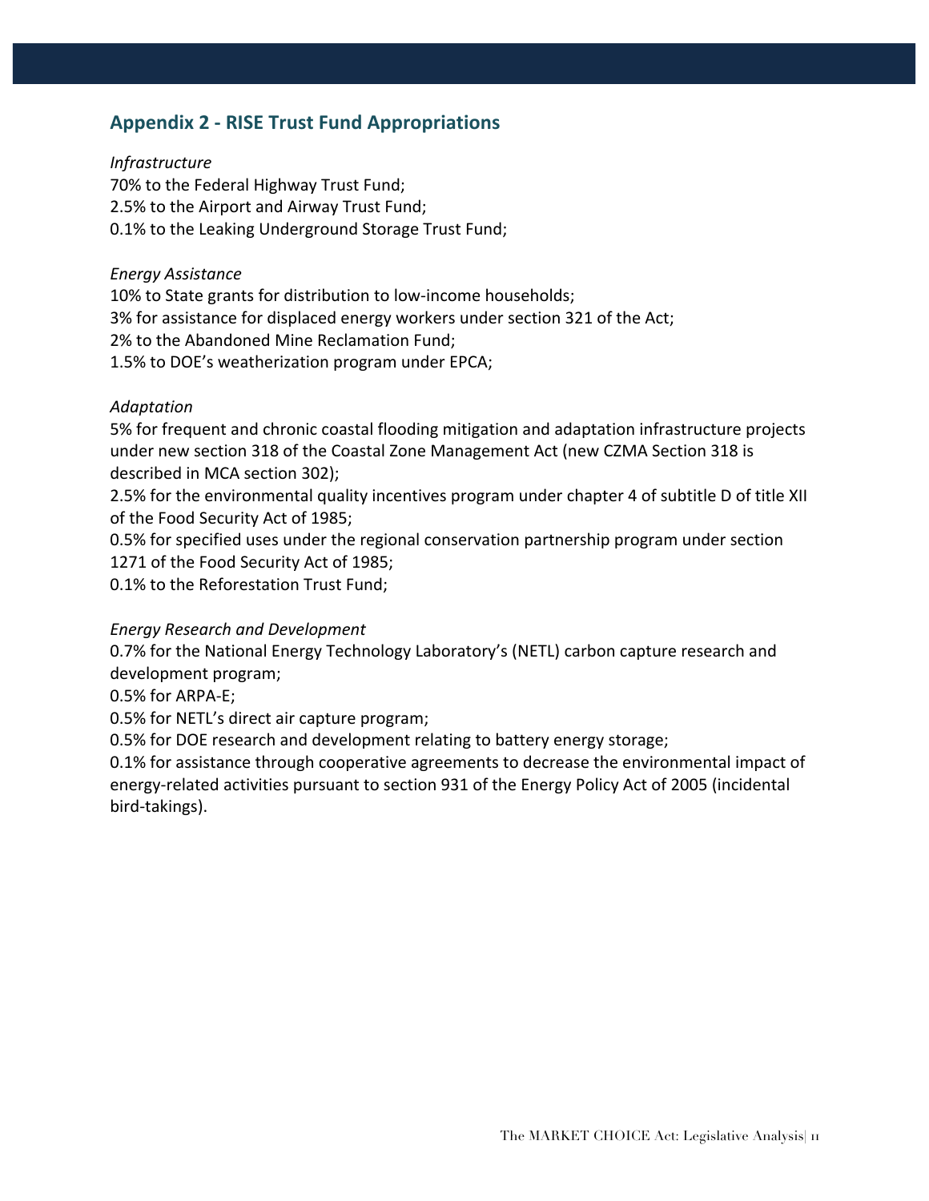## Appendix 2 - RISE Trust Fund Appropriations

*Infrastructure*

70% to the Federal Highway Trust Fund;
2.5% to the Airport and Airway Trust Fund;
0.1% to the Leaking Underground Storage Trust Fund;

*Energy Assistance*

10% to State grants for distribution to low-income households;
3% for assistance for displaced energy workers under section 321 of the Act;
2% to the Abandoned Mine Reclamation Fund;
1.5% to DOE's weatherization program under EPCA;

*Adaptation*

5% for frequent and chronic coastal flooding mitigation and adaptation infrastructure projects under new section 318 of the Coastal Zone Management Act (new CZMA Section 318 is described in MCA section 302);
2.5% for the environmental quality incentives program under chapter 4 of subtitle D of title XII of the Food Security Act of 1985;
0.5% for specified uses under the regional conservation partnership program under section 1271 of the Food Security Act of 1985;
0.1% to the Reforestation Trust Fund;

*Energy Research and Development*

0.7% for the National Energy Technology Laboratory's (NETL) carbon capture research and development program;
0.5% for ARPA-E;
0.5% for NETL's direct air capture program;
0.5% for DOE research and development relating to battery energy storage;
0.1% for assistance through cooperative agreements to decrease the environmental impact of energy-related activities pursuant to section 931 of the Energy Policy Act of 2005 (incidental bird-takings).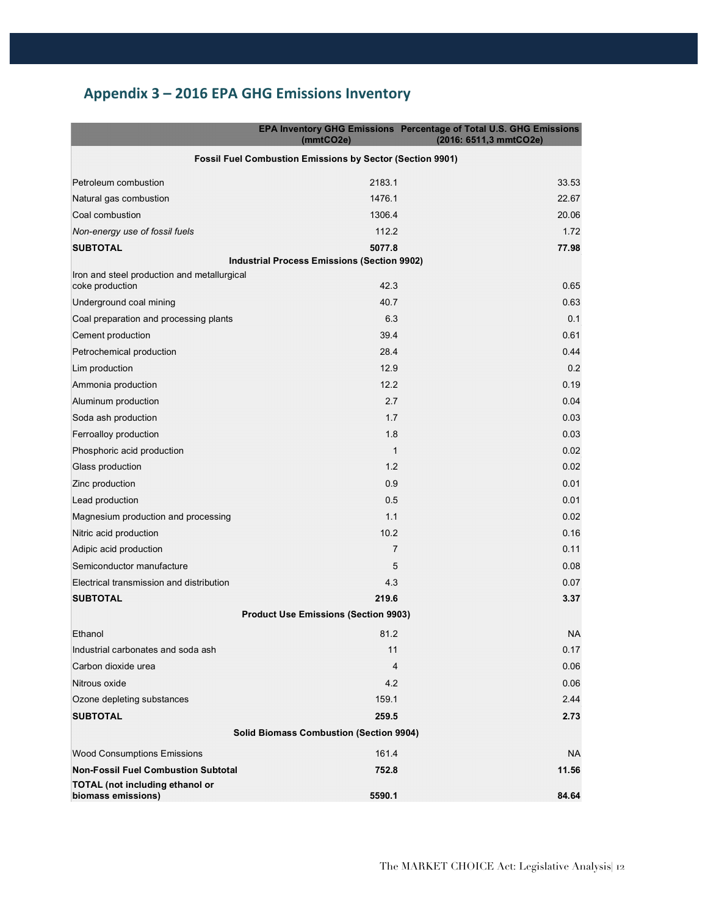## Appendix 3 – 2016 EPA GHG Emissions Inventory

| | EPA Inventory GHG Emissions (mmtCO2e) | Percentage of Total U.S. GHG Emissions (2016: 6511,3 mmtCO2e) |
|---|---|---|
| **Fossil Fuel Combustion Emissions by Sector (Section 9901)** | | |
| Petroleum combustion | 2183.1 | 33.53 |
| Natural gas combustion | 1476.1 | 22.67 |
| Coal combustion | 1306.4 | 20.06 |
| *Non-energy use of fossil fuels* | 112.2 | 1.72 |
| **SUBTOTAL** | **5077.8** | **77.98** |
| **Industrial Process Emissions (Section 9902)** | | |
| Iron and steel production and metallurgical coke production | 42.3 | 0.65 |
| Underground coal mining | 40.7 | 0.63 |
| Coal preparation and processing plants | 6.3 | 0.1 |
| Cement production | 39.4 | 0.61 |
| Petrochemical production | 28.4 | 0.44 |
| Lim production | 12.9 | 0.2 |
| Ammonia production | 12.2 | 0.19 |
| Aluminum production | 2.7 | 0.04 |
| Soda ash production | 1.7 | 0.03 |
| Ferroalloy production | 1.8 | 0.03 |
| Phosphoric acid production | 1 | 0.02 |
| Glass production | 1.2 | 0.02 |
| Zinc production | 0.9 | 0.01 |
| Lead production | 0.5 | 0.01 |
| Magnesium production and processing | 1.1 | 0.02 |
| Nitric acid production | 10.2 | 0.16 |
| Adipic acid production | 7 | 0.11 |
| Semiconductor manufacture | 5 | 0.08 |
| Electrical transmission and distribution | 4.3 | 0.07 |
| **SUBTOTAL** | **219.6** | **3.37** |
| **Product Use Emissions (Section 9903)** | | |
| Ethanol | 81.2 | NA |
| Industrial carbonates and soda ash | 11 | 0.17 |
| Carbon dioxide urea | 4 | 0.06 |
| Nitrous oxide | 4.2 | 0.06 |
| Ozone depleting substances | 159.1 | 2.44 |
| **SUBTOTAL** | **259.5** | **2.73** |
| **Solid Biomass Combustion (Section 9904)** | | |
| Wood Consumptions Emissions | 161.4 | NA |
| **Non-Fossil Fuel Combustion Subtotal** | **752.8** | **11.56** |
| **TOTAL (not including ethanol or biomass emissions)** | **5590.1** | **84.64** |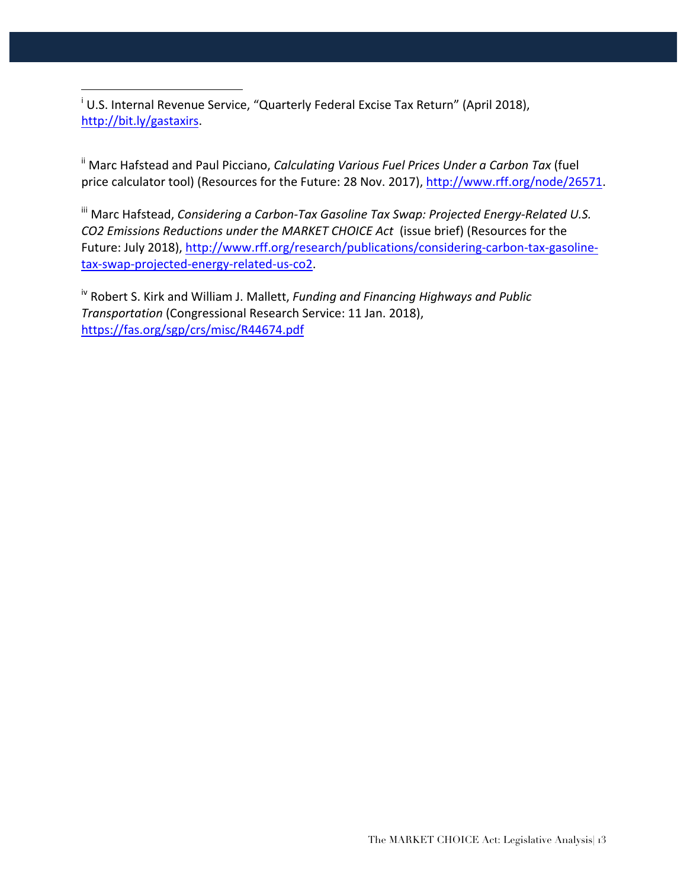[i] U.S. Internal Revenue Service, "Quarterly Federal Excise Tax Return" (April 2018), http://bit.ly/gastaxirs.

[ii] Marc Hafstead and Paul Picciano, *Calculating Various Fuel Prices Under a Carbon Tax* (fuel price calculator tool) (Resources for the Future: 28 Nov. 2017), http://www.rff.org/node/26571.

[iii] Marc Hafstead, *Considering a Carbon-Tax Gasoline Tax Swap: Projected Energy-Related U.S. CO2 Emissions Reductions under the MARKET CHOICE Act* (issue brief) (Resources for the Future: July 2018), http://www.rff.org/research/publications/considering-carbon-tax-gasoline-tax-swap-projected-energy-related-us-co2.

[iv] Robert S. Kirk and William J. Mallett, *Funding and Financing Highways and Public Transportation* (Congressional Research Service: 11 Jan. 2018), https://fas.org/sgp/crs/misc/R44674.pdf